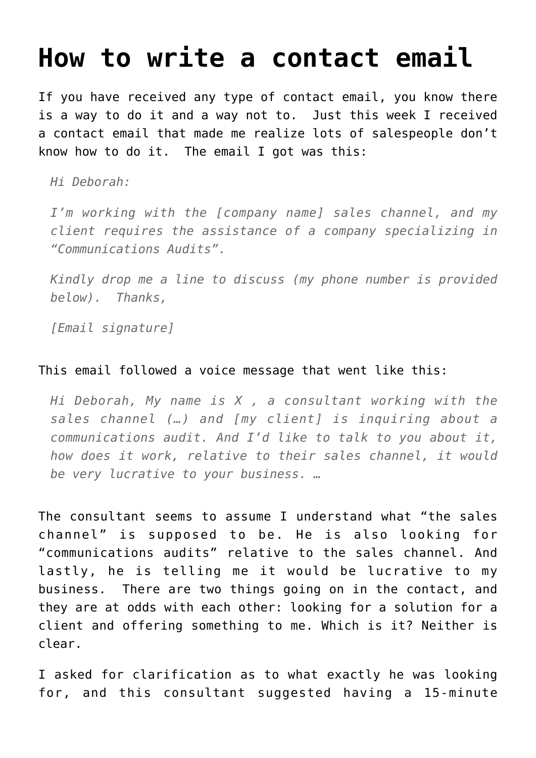# How to write a contact email

If you have received any type of contact email, you know there is a way to do it and a way not to.  Just this week I received a contact email that made me realize lots of salespeople don't know how to do it.  The email I got was this:

> *Hi Deborah:*
>
> *I'm working with the [company name] sales channel, and my client requires the assistance of a company specializing in "Communications Audits".*
>
> *Kindly drop me a line to discuss (my phone number is provided below).  Thanks,*
>
> *[Email signature]*

This email followed a voice message that went like this:

> *Hi Deborah, My name is X , a consultant working with the sales channel (…) and [my client] is inquiring about a communications audit. And I'd like to talk to you about it, how does it work, relative to their sales channel, it would be very lucrative to your business. …*

The consultant seems to assume I understand what "the sales channel" is supposed to be. He is also looking for "communications audits" relative to the sales channel. And lastly, he is telling me it would be lucrative to my business.  There are two things going on in the contact, and they are at odds with each other: looking for a solution for a client and offering something to me. Which is it? Neither is clear.

I asked for clarification as to what exactly he was looking for, and this consultant suggested having a 15-minute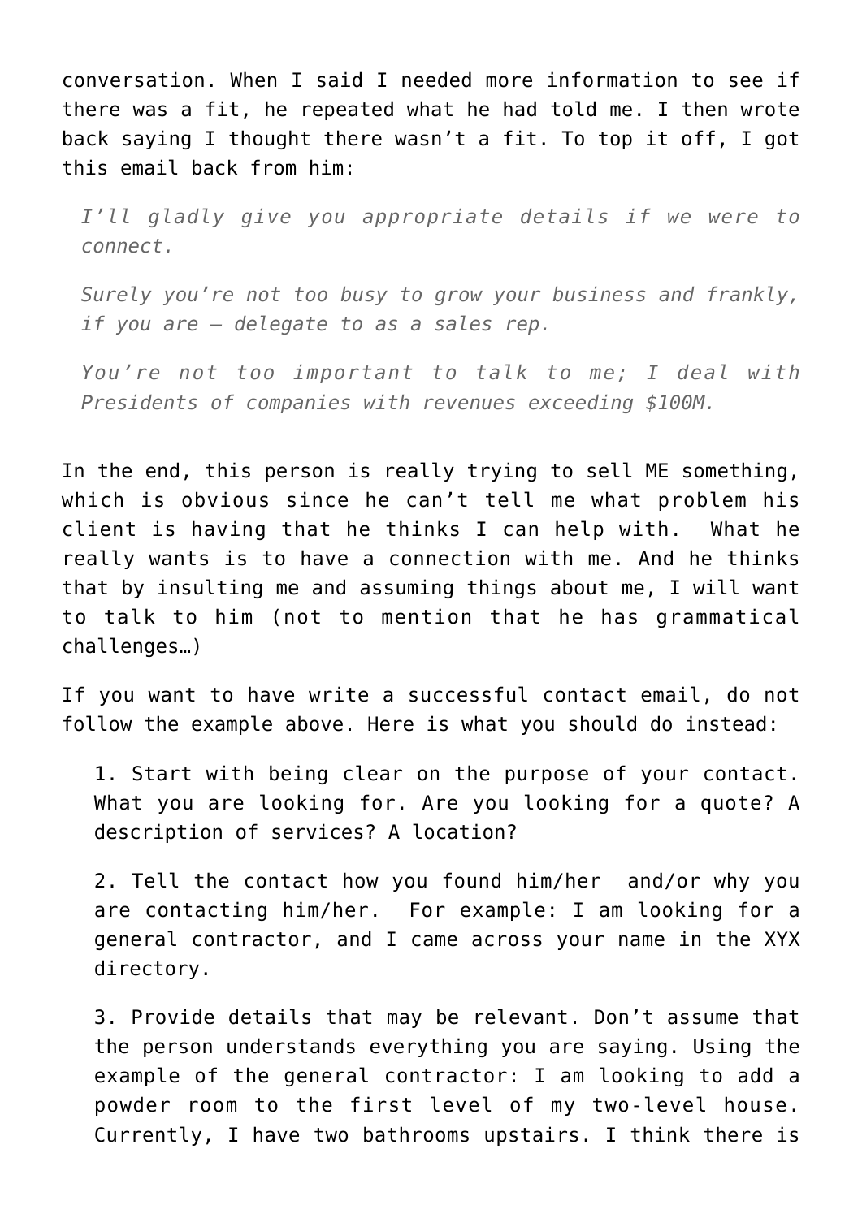conversation. When I said I needed more information to see if there was a fit, he repeated what he had told me. I then wrote back saying I thought there wasn't a fit. To top it off, I got this email back from him:

> *I'll gladly give you appropriate details if we were to connect.*
>
> *Surely you're not too busy to grow your business and frankly, if you are – delegate to as a sales rep.*
>
> *You're not too important to talk to me; I deal with Presidents of companies with revenues exceeding $100M.*

In the end, this person is really trying to sell ME something, which is obvious since he can't tell me what problem his client is having that he thinks I can help with. What he really wants is to have a connection with me. And he thinks that by insulting me and assuming things about me, I will want to talk to him (not to mention that he has grammatical challenges…)

If you want to have write a successful contact email, do not follow the example above. Here is what you should do instead:

1. Start with being clear on the purpose of your contact. What you are looking for. Are you looking for a quote? A description of services? A location?

2. Tell the contact how you found him/her and/or why you are contacting him/her. For example: I am looking for a general contractor, and I came across your name in the XYX directory.

3. Provide details that may be relevant. Don't assume that the person understands everything you are saying. Using the example of the general contractor: I am looking to add a powder room to the first level of my two-level house. Currently, I have two bathrooms upstairs. I think there is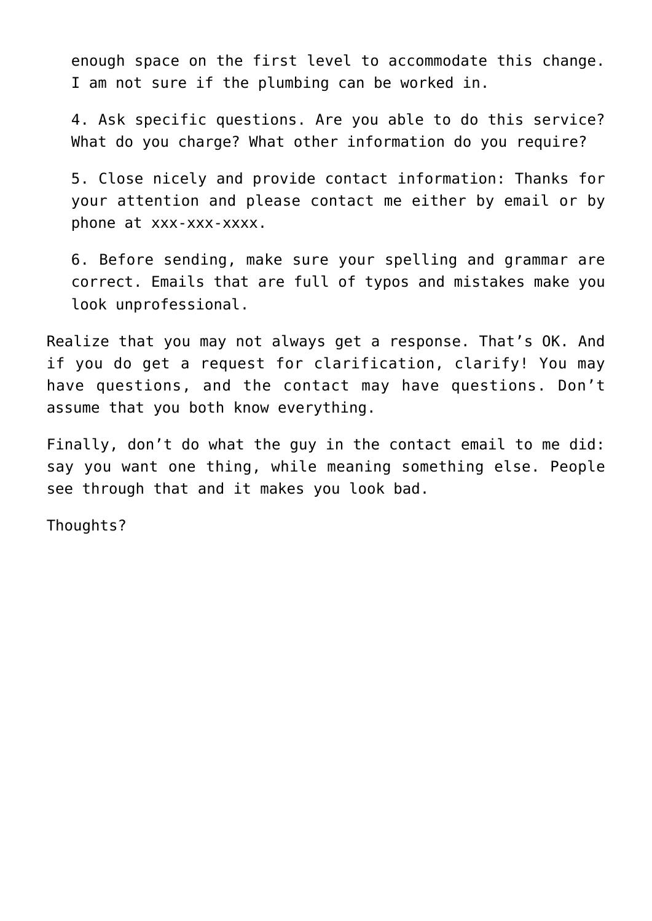enough space on the first level to accommodate this change. I am not sure if the plumbing can be worked in.

4. Ask specific questions. Are you able to do this service? What do you charge? What other information do you require?

5. Close nicely and provide contact information: Thanks for your attention and please contact me either by email or by phone at xxx-xxx-xxxx.

6. Before sending, make sure your spelling and grammar are correct. Emails that are full of typos and mistakes make you look unprofessional.

Realize that you may not always get a response. That’s OK. And if you do get a request for clarification, clarify! You may have questions, and the contact may have questions. Don’t assume that you both know everything.

Finally, don’t do what the guy in the contact email to me did: say you want one thing, while meaning something else. People see through that and it makes you look bad.

Thoughts?